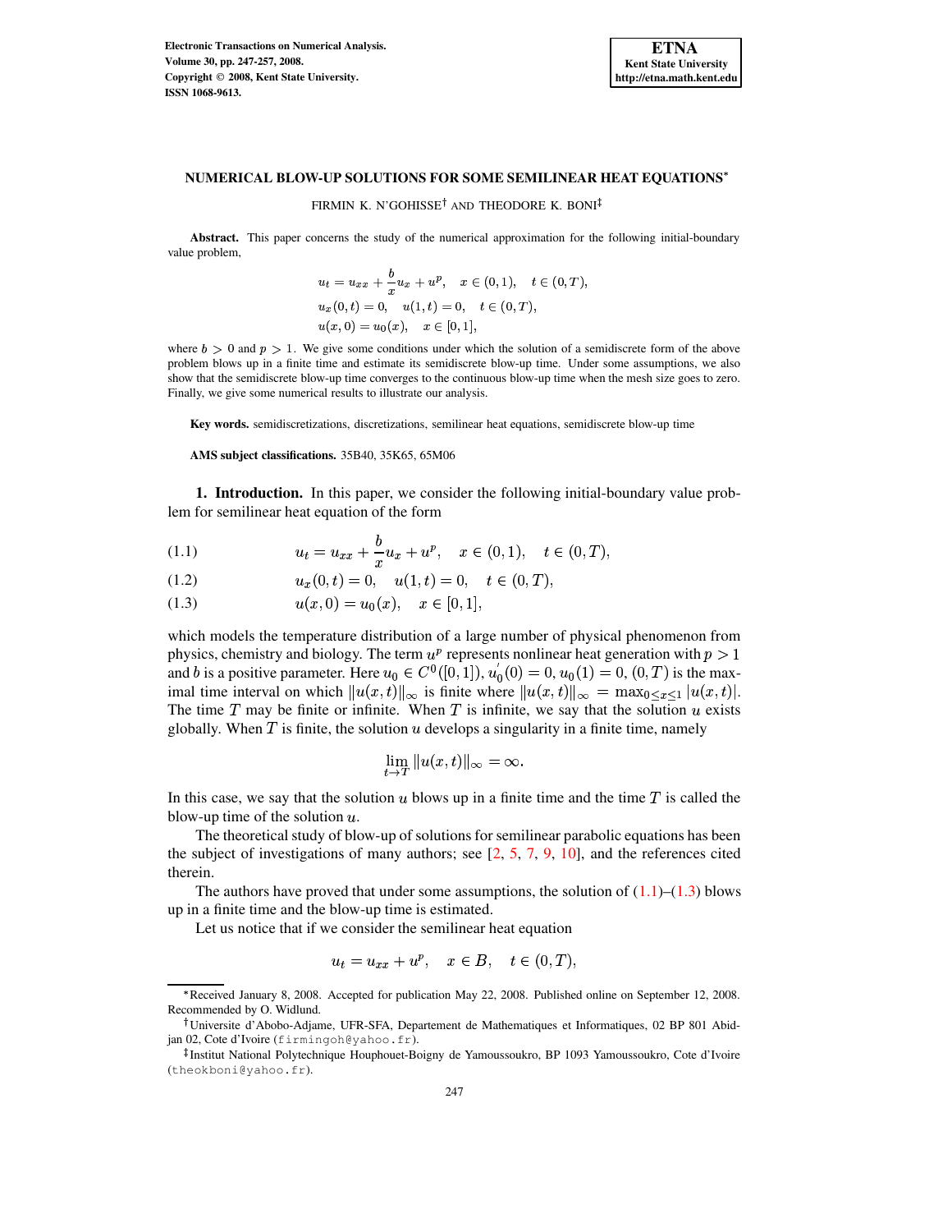# NUMERICAL BLOW-UP SOLUTIONS FOR SOME SEMILINEAR HEAT EQUATIONS*

FIRMIN K. N'GOHISSE[†] AND THEODORE K. BONI[‡]

**Abstract.** This paper concerns the study of the numerical approximation for the following initial-boundary value problem,

$$u_t = u_{xx} + \frac{b}{x}u_x + u^p, \quad x \in (0,1), \quad t \in (0,T),$$
$$u_x(0,t) = 0, \quad u(1,t) = 0, \quad t \in (0,T),$$
$$u(x,0) = u_0(x), \quad x \in [0,1],$$

where $b > 0$ and $p > 1$. We give some conditions under which the solution of a semidiscrete form of the above problem blows up in a finite time and estimate its semidiscrete blow-up time. Under some assumptions, we also show that the semidiscrete blow-up time converges to the continuous blow-up time when the mesh size goes to zero. Finally, we give some numerical results to illustrate our analysis.

**Key words.** semidiscretizations, discretizations, semilinear heat equations, semidiscrete blow-up time

**AMS subject classifications.** 35B40, 35K65, 65M06

## 1. Introduction.

In this paper, we consider the following initial-boundary value problem for semilinear heat equation of the form

$$u_t = u_{xx} + \frac{b}{x}u_x + u^p, \quad x \in (0,1), \quad t \in (0,T), \tag{1.1}$$

$$u_x(0,t) = 0, \quad u(1,t) = 0, \quad t \in (0,T), \tag{1.2}$$

$$u(x,0) = u_0(x), \quad x \in [0,1], \tag{1.3}$$

which models the temperature distribution of a large number of physical phenomenon from physics, chemistry and biology. The term $u^p$ represents nonlinear heat generation with $p > 1$ and $b$ is a positive parameter. Here $u_0 \in C^0([0,1])$, $u_0^{'}(0) = 0$, $u_0(1) = 0$, $(0,T)$ is the maximal time interval on which $\|u(x,t)\|_\infty$ is finite where $\|u(x,t)\|_\infty = \max_{0\leq x\leq 1} |u(x,t)|$. The time $T$ may be finite or infinite. When $T$ is infinite, we say that the solution $u$ exists globally. When $T$ is finite, the solution $u$ develops a singularity in a finite time, namely

$$\lim_{t\to T} \|u(x,t)\|_\infty = \infty.$$

In this case, we say that the solution $u$ blows up in a finite time and the time $T$ is called the blow-up time of the solution $u$.

The theoretical study of blow-up of solutions for semilinear parabolic equations has been the subject of investigations of many authors; see [2, 5, 7, 9, 10], and the references cited therein.

The authors have proved that under some assumptions, the solution of (1.1)–(1.3) blows up in a finite time and the blow-up time is estimated.

Let us notice that if we consider the semilinear heat equation

$$u_t = u_{xx} + u^p, \quad x \in B, \quad t \in (0,T),$$

*Received January 8, 2008. Accepted for publication May 22, 2008. Published online on September 12, 2008. Recommended by O. Widlund.

†Universite d'Abobo-Adjame, UFR-SFA, Departement de Mathematiques et Informatiques, 02 BP 801 Abidjan 02, Cote d'Ivoire (firmingoh@yahoo.fr).

‡Institut National Polytechnique Houphouet-Boigny de Yamoussoukro, BP 1093 Yamoussoukro, Cote d'Ivoire (theokboni@yahoo.fr).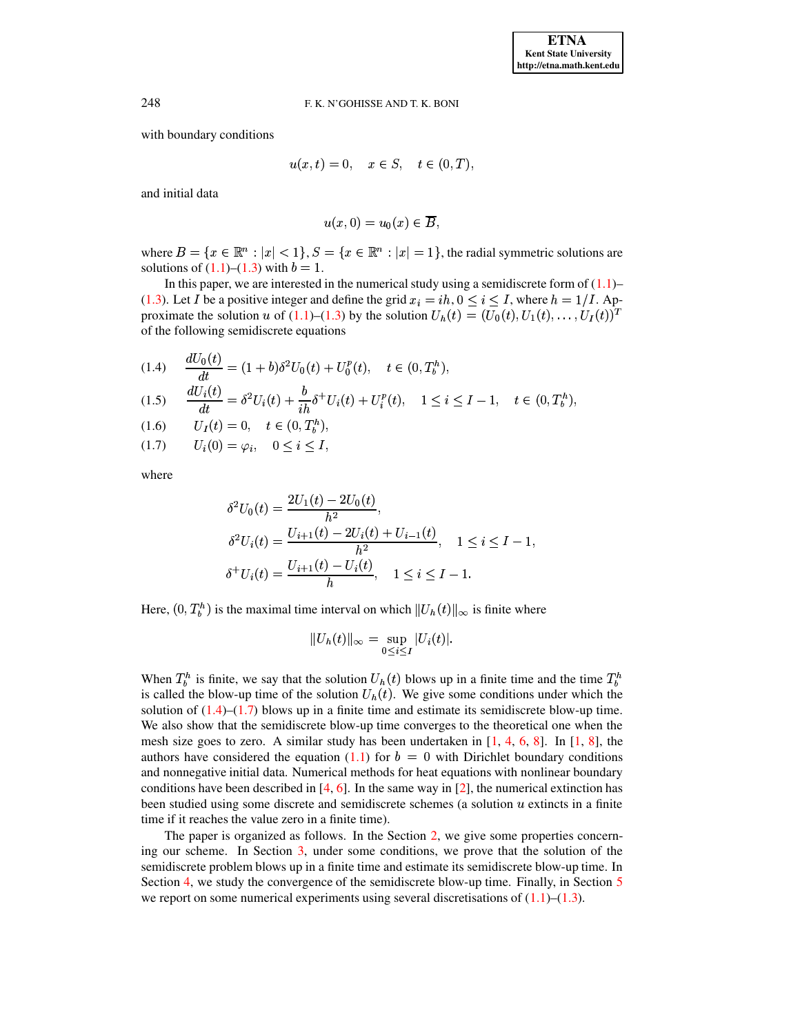with boundary conditions

$$u(x,t) = 0, \quad x \in S, \quad t \in (0,T),$$

and initial data

$$u(x,0) = u_0(x) \in \overline{B},$$

where $B = \{x \in \mathbb{R}^n : |x| < 1\}$, $S = \{x \in \mathbb{R}^n : |x| = 1\}$, the radial symmetric solutions are solutions of (1.1)–(1.3) with $b = 1$.

In this paper, we are interested in the numerical study using a semidiscrete form of (1.1)–(1.3). Let $I$ be a positive integer and define the grid $x_i = ih, 0 \leq i \leq I$, where $h = 1/I$. Approximate the solution $u$ of (1.1)–(1.3) by the solution $U_h(t) = (U_0(t), U_1(t), \ldots, U_I(t))^T$ of the following semidiscrete equations

$$\frac{dU_0(t)}{dt} = (1+b)\delta^2 U_0(t) + U_0^p(t), \quad t \in (0, T_b^h), \tag{1.4}$$

$$\frac{dU_i(t)}{dt} = \delta^2 U_i(t) + \frac{b}{ih}\delta^+ U_i(t) + U_i^p(t), \quad 1 \leq i \leq I-1, \quad t \in (0, T_b^h), \tag{1.5}$$

$$U_I(t) = 0, \quad t \in (0, T_b^h), \tag{1.6}$$

$$U_i(0) = \varphi_i, \quad 0 \leq i \leq I, \tag{1.7}$$

where

$$\delta^2 U_0(t) = \frac{2U_1(t) - 2U_0(t)}{h^2},$$

$$\delta^2 U_i(t) = \frac{U_{i+1}(t) - 2U_i(t) + U_{i-1}(t)}{h^2}, \quad 1 \leq i \leq I-1,$$

$$\delta^+ U_i(t) = \frac{U_{i+1}(t) - U_i(t)}{h}, \quad 1 \leq i \leq I-1.$$

Here, $(0, T_b^h)$ is the maximal time interval on which $\|U_h(t)\|_\infty$ is finite where

$$\|U_h(t)\|_\infty = \sup_{0 \leq i \leq I} |U_i(t)|.$$

When $T_b^h$ is finite, we say that the solution $U_h(t)$ blows up in a finite time and the time $T_b^h$ is called the blow-up time of the solution $U_h(t)$. We give some conditions under which the solution of (1.4)–(1.7) blows up in a finite time and estimate its semidiscrete blow-up time. We also show that the semidiscrete blow-up time converges to the theoretical one when the mesh size goes to zero. A similar study has been undertaken in [1, 4, 6, 8]. In [1, 8], the authors have considered the equation (1.1) for $b = 0$ with Dirichlet boundary conditions and nonnegative initial data. Numerical methods for heat equations with nonlinear boundary conditions have been described in [4, 6]. In the same way in [2], the numerical extinction has been studied using some discrete and semidiscrete schemes (a solution $u$ extincts in a finite time if it reaches the value zero in a finite time).

The paper is organized as follows. In the Section 2, we give some properties concerning our scheme. In Section 3, under some conditions, we prove that the solution of the semidiscrete problem blows up in a finite time and estimate its semidiscrete blow-up time. In Section 4, we study the convergence of the semidiscrete blow-up time. Finally, in Section 5 we report on some numerical experiments using several discretisations of (1.1)–(1.3).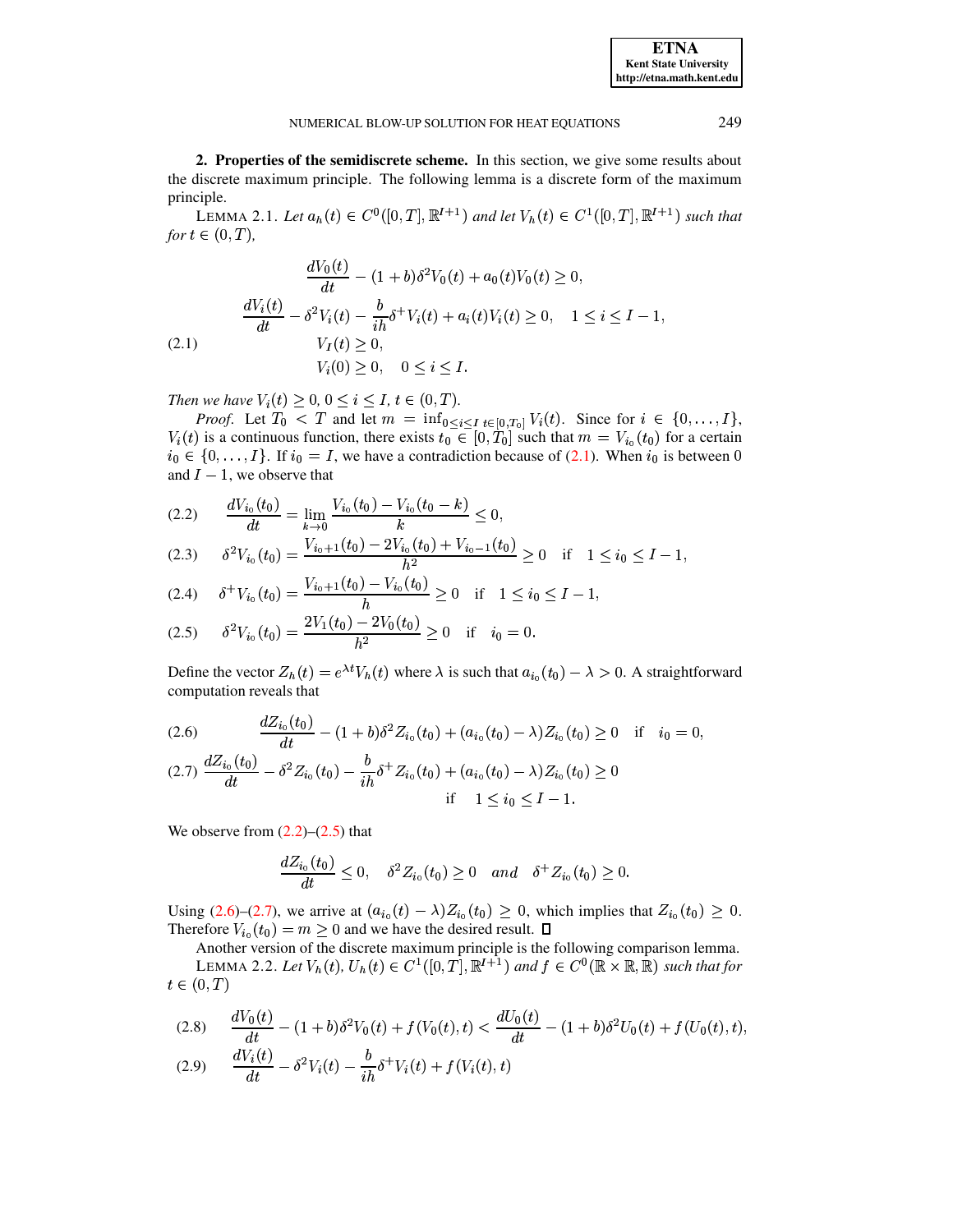**2. Properties of the semidiscrete scheme.** In this section, we give some results about the discrete maximum principle. The following lemma is a discrete form of the maximum principle.

LEMMA 2.1. *Let $a_h(t) \in C^0([0,T], \mathbb{R}^{I+1})$ and let $V_h(t) \in C^1([0,T], \mathbb{R}^{I+1})$ such that for $t \in (0,T)$,*

$$
\begin{aligned}
&\frac{dV_0(t)}{dt} - (1+b)\delta^2 V_0(t) + a_0(t)V_0(t) \geq 0, \\
&\frac{dV_i(t)}{dt} - \delta^2 V_i(t) - \frac{b}{ih}\delta^+ V_i(t) + a_i(t)V_i(t) \geq 0, \quad 1 \leq i \leq I-1, \\
&V_I(t) \geq 0, \\
&V_i(0) \geq 0, \quad 0 \leq i \leq I.
\end{aligned} \tag{2.1}
$$

*Then we have $V_i(t) \geq 0$, $0 \leq i \leq I$, $t \in (0,T)$.*

*Proof.* Let $T_0 < T$ and let $m = \inf_{0 \leq i \leq I\ t \in [0,T_0]} V_i(t)$. Since for $i \in \{0,\ldots,I\}$, $V_i(t)$ is a continuous function, there exists $t_0 \in [0,T_0]$ such that $m = V_{i_0}(t_0)$ for a certain $i_0 \in \{0,\ldots,I\}$. If $i_0 = I$, we have a contradiction because of (2.1). When $i_0$ is between 0 and $I-1$, we observe that

$$
\frac{dV_{i_0}(t_0)}{dt} = \lim_{k \to 0} \frac{V_{i_0}(t_0) - V_{i_0}(t_0 - k)}{k} \leq 0, \tag{2.2}
$$

$$
\delta^2 V_{i_0}(t_0) = \frac{V_{i_0+1}(t_0) - 2V_{i_0}(t_0) + V_{i_0-1}(t_0)}{h^2} \geq 0 \quad \text{if} \quad 1 \leq i_0 \leq I-1, \tag{2.3}
$$

$$
\delta^+ V_{i_0}(t_0) = \frac{V_{i_0+1}(t_0) - V_{i_0}(t_0)}{h} \geq 0 \quad \text{if} \quad 1 \leq i_0 \leq I-1, \tag{2.4}
$$

$$
\delta^2 V_{i_0}(t_0) = \frac{2V_1(t_0) - 2V_0(t_0)}{h^2} \geq 0 \quad \text{if} \quad i_0 = 0. \tag{2.5}
$$

Define the vector $Z_h(t) = e^{\lambda t}V_h(t)$ where $\lambda$ is such that $a_{i_0}(t_0) - \lambda > 0$. A straightforward computation reveals that

$$
\frac{dZ_{i_0}(t_0)}{dt} - (1+b)\delta^2 Z_{i_0}(t_0) + (a_{i_0}(t_0) - \lambda)Z_{i_0}(t_0) \geq 0 \quad \text{if} \quad i_0 = 0, \tag{2.6}
$$

$$
\frac{dZ_{i_0}(t_0)}{dt} - \delta^2 Z_{i_0}(t_0) - \frac{b}{ih}\delta^+ Z_{i_0}(t_0) + (a_{i_0}(t_0) - \lambda)Z_{i_0}(t_0) \geq 0 \quad \text{if} \quad 1 \leq i_0 \leq I-1. \tag{2.7}
$$

We observe from (2.2)–(2.5) that

$$
\frac{dZ_{i_0}(t_0)}{dt} \leq 0, \quad \delta^2 Z_{i_0}(t_0) \geq 0 \quad \textit{and} \quad \delta^+ Z_{i_0}(t_0) \geq 0.
$$

Using (2.6)–(2.7), we arrive at $(a_{i_0}(t) - \lambda)Z_{i_0}(t_0) \geq 0$, which implies that $Z_{i_0}(t_0) \geq 0$. Therefore $V_{i_0}(t_0) = m \geq 0$ and we have the desired result. □

Another version of the discrete maximum principle is the following comparison lemma.

LEMMA 2.2. *Let $V_h(t)$, $U_h(t) \in C^1([0,T], \mathbb{R}^{I+1})$ and $f \in C^0(\mathbb{R} \times \mathbb{R}, \mathbb{R})$ such that for $t \in (0,T)$*

$$
\frac{dV_0(t)}{dt} - (1+b)\delta^2 V_0(t) + f(V_0(t),t) < \frac{dU_0(t)}{dt} - (1+b)\delta^2 U_0(t) + f(U_0(t),t), \tag{2.8}
$$

$$
\frac{dV_i(t)}{dt} - \delta^2 V_i(t) - \frac{b}{ih}\delta^+ V_i(t) + f(V_i(t),t) \tag{2.9}
$$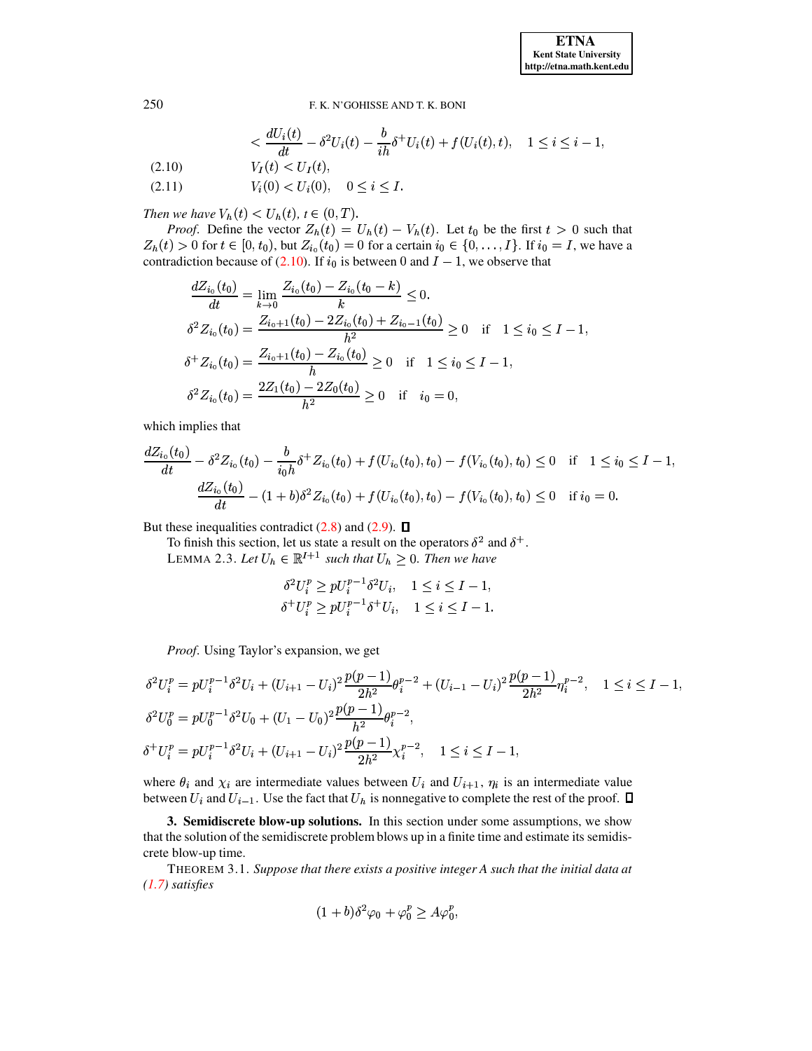$$< \frac{dU_i(t)}{dt} - \delta^2 U_i(t) - \frac{b}{ih}\delta^+ U_i(t) + f(U_i(t), t), \quad 1 \le i \le i-1,$$

$$V_I(t) < U_I(t), \tag{2.10}$$

$$V_i(0) < U_i(0), \quad 0 \le i \le I. \tag{2.11}$$

*Then we have* $V_h(t) < U_h(t)$, $t \in (0, T)$.

*Proof.* Define the vector $Z_h(t) = U_h(t) - V_h(t)$. Let $t_0$ be the first $t > 0$ such that $Z_h(t) > 0$ for $t \in [0, t_0)$, but $Z_{i_0}(t_0) = 0$ for a certain $i_0 \in \{0, \ldots, I\}$. If $i_0 = I$, we have a contradiction because of (2.10). If $i_0$ is between 0 and $I - 1$, we observe that

$$\frac{dZ_{i_0}(t_0)}{dt} = \lim_{k \to 0} \frac{Z_{i_0}(t_0) - Z_{i_0}(t_0 - k)}{k} \le 0,$$

$$\delta^2 Z_{i_0}(t_0) = \frac{Z_{i_0+1}(t_0) - 2Z_{i_0}(t_0) + Z_{i_0-1}(t_0)}{h^2} \ge 0 \quad \text{if} \quad 1 \le i_0 \le I-1,$$

$$\delta^+ Z_{i_0}(t_0) = \frac{Z_{i_0+1}(t_0) - Z_{i_0}(t_0)}{h} \ge 0 \quad \text{if} \quad 1 \le i_0 \le I-1,$$

$$\delta^2 Z_{i_0}(t_0) = \frac{2Z_1(t_0) - 2Z_0(t_0)}{h^2} \ge 0 \quad \text{if} \quad i_0 = 0,$$

which implies that

$$\frac{dZ_{i_0}(t_0)}{dt} - \delta^2 Z_{i_0}(t_0) - \frac{b}{i_0 h}\delta^+ Z_{i_0}(t_0) + f(U_{i_0}(t_0), t_0) - f(V_{i_0}(t_0), t_0) \le 0 \quad \text{if} \quad 1 \le i_0 \le I-1,$$

$$\frac{dZ_{i_0}(t_0)}{dt} - (1+b)\delta^2 Z_{i_0}(t_0) + f(U_{i_0}(t_0), t_0) - f(V_{i_0}(t_0), t_0) \le 0 \quad \text{if } i_0 = 0.$$

But these inequalities contradict (2.8) and (2.9). ∎

To finish this section, let us state a result on the operators $\delta^2$ and $\delta^+$.

LEMMA 2.3. *Let* $U_h \in \mathbb{R}^{I+1}$ *such that* $U_h \ge 0$. *Then we have*

$$\delta^2 U_i^p \ge p U_i^{p-1} \delta^2 U_i, \quad 1 \le i \le I-1,$$

$$\delta^+ U_i^p \ge p U_i^{p-1} \delta^+ U_i, \quad 1 \le i \le I-1.$$

*Proof.* Using Taylor's expansion, we get

$$\delta^2 U_i^p = p U_i^{p-1} \delta^2 U_i + (U_{i+1} - U_i)^2 \frac{p(p-1)}{2h^2}\theta_i^{p-2} + (U_{i-1} - U_i)^2 \frac{p(p-1)}{2h^2}\eta_i^{p-2}, \quad 1 \le i \le I-1,$$

$$\delta^2 U_0^p = p U_0^{p-1} \delta^2 U_0 + (U_1 - U_0)^2 \frac{p(p-1)}{h^2}\theta_i^{p-2},$$

$$\delta^+ U_i^p = p U_i^{p-1} \delta^2 U_i + (U_{i+1} - U_i)^2 \frac{p(p-1)}{2h^2}\chi_i^{p-2}, \quad 1 \le i \le I-1,$$

where $\theta_i$ and $\chi_i$ are intermediate values between $U_i$ and $U_{i+1}$, $\eta_i$ is an intermediate value between $U_i$ and $U_{i-1}$. Use the fact that $U_h$ is nonnegative to complete the rest of the proof. ∎

## 3. Semidiscrete blow-up solutions.

In this section under some assumptions, we show that the solution of the semidiscrete problem blows up in a finite time and estimate its semidiscrete blow-up time.

THEOREM 3.1. *Suppose that there exists a positive integer A such that the initial data at (1.7) satisfies*

$$(1+b)\delta^2 \varphi_0 + \varphi_0^p \ge A\varphi_0^p,$$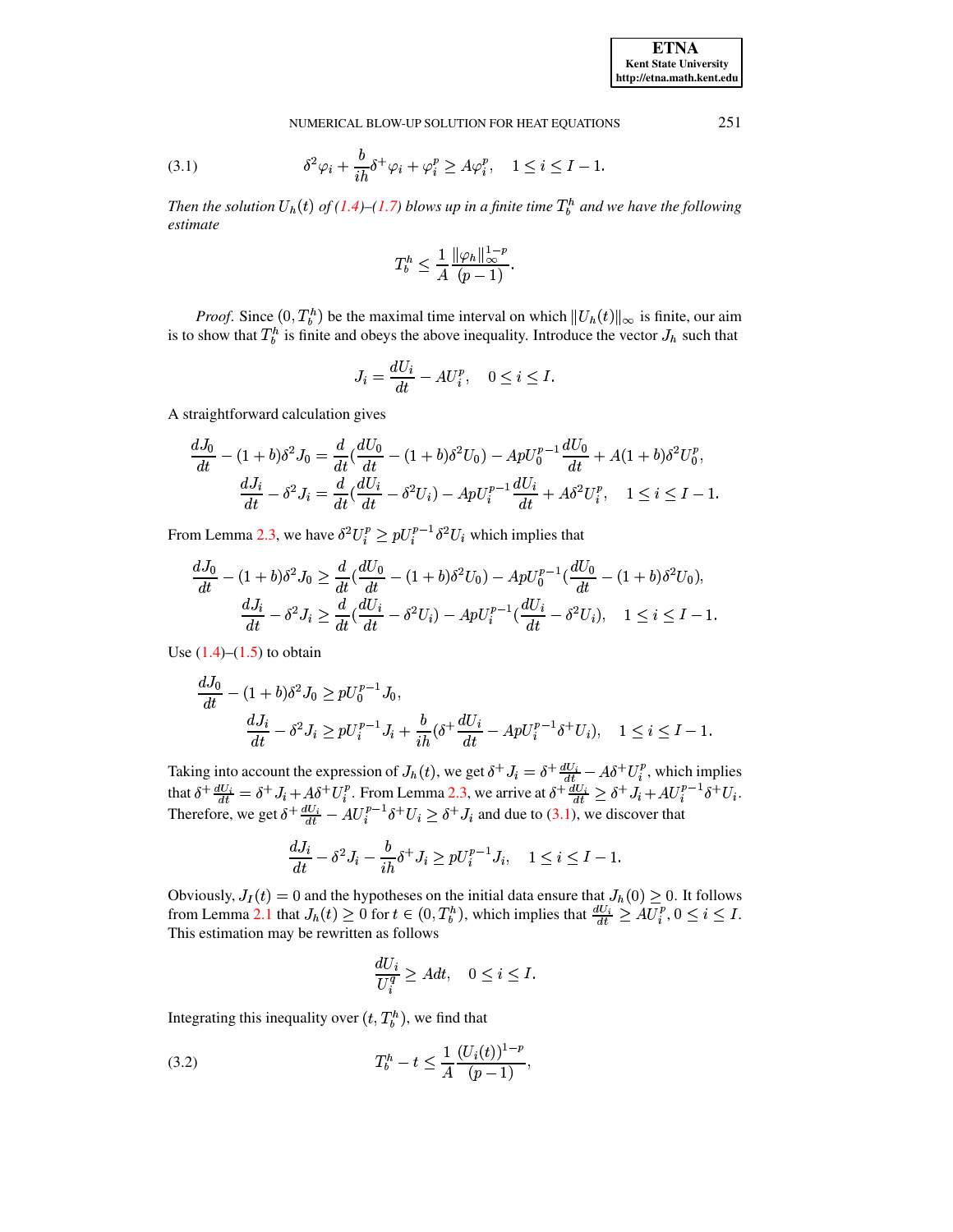$$\delta^2 \varphi_i + \frac{b}{ih}\delta^+ \varphi_i + \varphi_i^p \geq A\varphi_i^p, \quad 1 \leq i \leq I-1. \tag{3.1}$$

*Then the solution $U_h(t)$ of (1.4)–(1.7) blows up in a finite time $T_b^h$ and we have the following estimate*

$$T_b^h \leq \frac{1}{A}\frac{\|\varphi_h\|_\infty^{1-p}}{(p-1)}.$$

*Proof.* Since $(0, T_b^h)$ be the maximal time interval on which $\|U_h(t)\|_\infty$ is finite, our aim is to show that $T_b^h$ is finite and obeys the above inequality. Introduce the vector $J_h$ such that

$$J_i = \frac{dU_i}{dt} - AU_i^p, \quad 0 \leq i \leq I.$$

A straightforward calculation gives

$$\frac{dJ_0}{dt} - (1+b)\delta^2 J_0 = \frac{d}{dt}\left(\frac{dU_0}{dt} - (1+b)\delta^2 U_0\right) - ApU_0^{p-1}\frac{dU_0}{dt} + A(1+b)\delta^2 U_0^p,$$

$$\frac{dJ_i}{dt} - \delta^2 J_i = \frac{d}{dt}\left(\frac{dU_i}{dt} - \delta^2 U_i\right) - ApU_i^{p-1}\frac{dU_i}{dt} + A\delta^2 U_i^p, \quad 1 \leq i \leq I-1.$$

From Lemma 2.3, we have $\delta^2 U_i^p \geq pU_i^{p-1}\delta^2 U_i$ which implies that

$$\frac{dJ_0}{dt} - (1+b)\delta^2 J_0 \geq \frac{d}{dt}\left(\frac{dU_0}{dt} - (1+b)\delta^2 U_0\right) - ApU_0^{p-1}\left(\frac{dU_0}{dt} - (1+b)\delta^2 U_0\right),$$

$$\frac{dJ_i}{dt} - \delta^2 J_i \geq \frac{d}{dt}\left(\frac{dU_i}{dt} - \delta^2 U_i\right) - ApU_i^{p-1}\left(\frac{dU_i}{dt} - \delta^2 U_i\right), \quad 1 \leq i \leq I-1.$$

Use (1.4)–(1.5) to obtain

$$\frac{dJ_0}{dt} - (1+b)\delta^2 J_0 \geq pU_0^{p-1}J_0,$$

$$\frac{dJ_i}{dt} - \delta^2 J_i \geq pU_i^{p-1}J_i + \frac{b}{ih}\left(\delta^+ \frac{dU_i}{dt} - ApU_i^{p-1}\delta^+ U_i\right), \quad 1 \leq i \leq I-1.$$

Taking into account the expression of $J_h(t)$, we get $\delta^+ J_i = \delta^+ \frac{dU_i}{dt} - A\delta^+ U_i^p$, which implies that $\delta^+ \frac{dU_i}{dt} = \delta^+ J_i + A\delta^+ U_i^p$. From Lemma 2.3, we arrive at $\delta^+ \frac{dU_i}{dt} \geq \delta^+ J_i + AU_i^{p-1}\delta^+ U_i$. Therefore, we get $\delta^+ \frac{dU_i}{dt} - AU_i^{p-1}\delta^+ U_i \geq \delta^+ J_i$ and due to (3.1), we discover that

$$\frac{dJ_i}{dt} - \delta^2 J_i - \frac{b}{ih}\delta^+ J_i \geq pU_i^{p-1}J_i, \quad 1 \leq i \leq I-1.$$

Obviously, $J_I(t) = 0$ and the hypotheses on the initial data ensure that $J_h(0) \geq 0$. It follows from Lemma 2.1 that $J_h(t) \geq 0$ for $t \in (0, T_b^h)$, which implies that $\frac{dU_i}{dt} \geq AU_i^p$, $0 \leq i \leq I$. This estimation may be rewritten as follows

$$\frac{dU_i}{U_i^q} \geq Adt, \quad 0 \leq i \leq I.$$

Integrating this inequality over $(t, T_b^h)$, we find that

$$T_b^h - t \leq \frac{1}{A}\frac{(U_i(t))^{1-p}}{(p-1)}, \tag{3.2}$$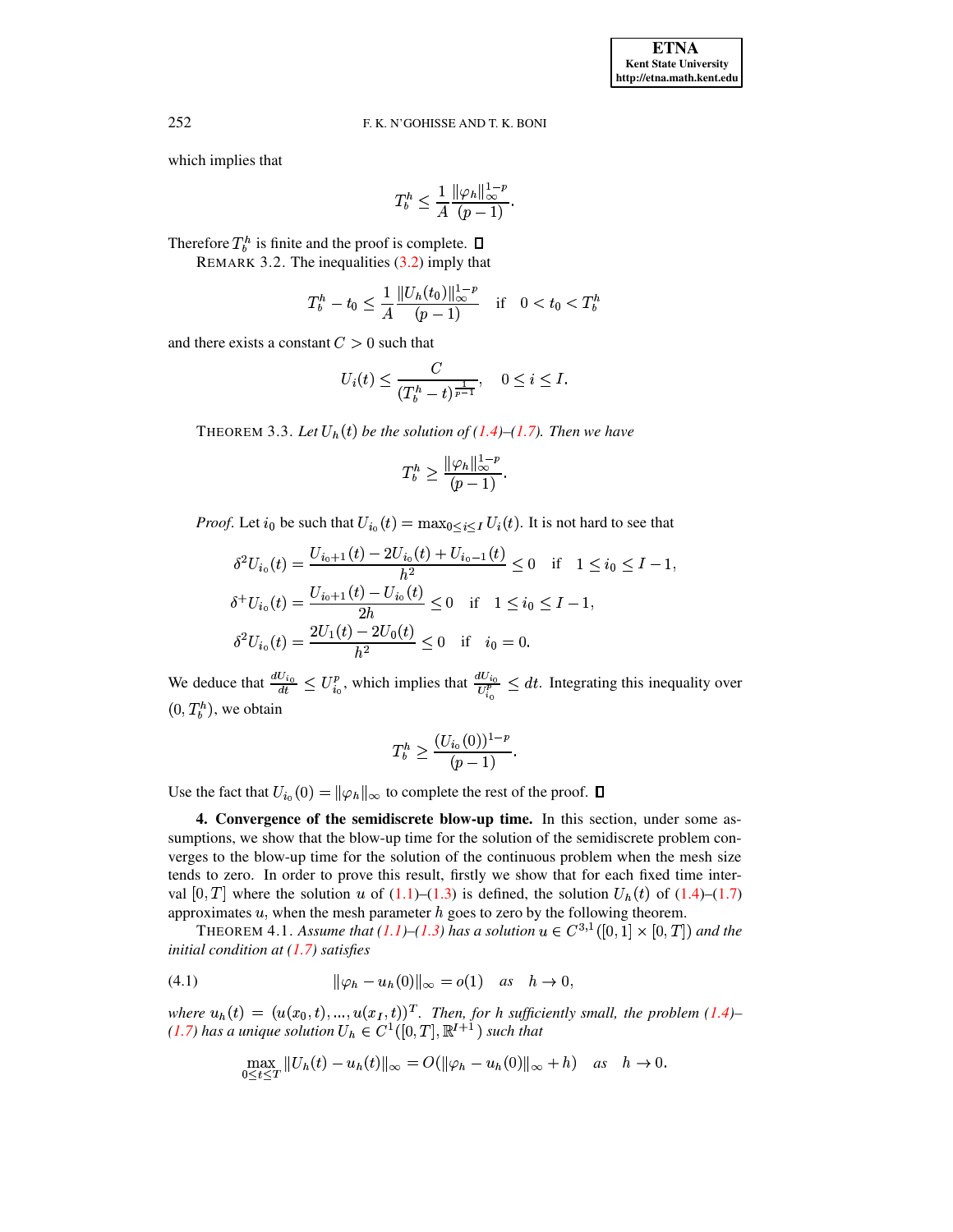which implies that

$$T_b^h \leq \frac{1}{A} \frac{\|\varphi_h\|_\infty^{1-p}}{(p-1)}.$$

Therefore $T_b^h$ is finite and the proof is complete. $\square$

REMARK 3.2. The inequalities (3.2) imply that

$$T_b^h - t_0 \leq \frac{1}{A} \frac{\|U_h(t_0)\|_\infty^{1-p}}{(p-1)} \quad \text{if} \quad 0 < t_0 < T_b^h$$

and there exists a constant $C > 0$ such that

$$U_i(t) \leq \frac{C}{(T_b^h - t)^{\frac{1}{p-1}}}, \quad 0 \leq i \leq I.$$

THEOREM 3.3. *Let $U_h(t)$ be the solution of (1.4)–(1.7). Then we have*

$$T_b^h \geq \frac{\|\varphi_h\|_\infty^{1-p}}{(p-1)}.$$

*Proof.* Let $i_0$ be such that $U_{i_0}(t) = \max_{0 \leq i \leq I} U_i(t)$. It is not hard to see that

$$\delta^2 U_{i_0}(t) = \frac{U_{i_0+1}(t) - 2U_{i_0}(t) + U_{i_0-1}(t)}{h^2} \leq 0 \quad \text{if} \quad 1 \leq i_0 \leq I-1,$$

$$\delta^+ U_{i_0}(t) = \frac{U_{i_0+1}(t) - U_{i_0}(t)}{2h} \leq 0 \quad \text{if} \quad 1 \leq i_0 \leq I-1,$$

$$\delta^2 U_{i_0}(t) = \frac{2U_1(t) - 2U_0(t)}{h^2} \leq 0 \quad \text{if} \quad i_0 = 0.$$

We deduce that $\frac{dU_{i_0}}{dt} \leq U_{i_0}^p$, which implies that $\frac{dU_{i_0}}{U_{i_0}^p} \leq dt$. Integrating this inequality over $(0, T_b^h)$, we obtain

$$T_b^h \geq \frac{(U_{i_0}(0))^{1-p}}{(p-1)}.$$

Use the fact that $U_{i_0}(0) = \|\varphi_h\|_\infty$ to complete the rest of the proof. $\square$

**4. Convergence of the semidiscrete blow-up time.** In this section, under some assumptions, we show that the blow-up time for the solution of the semidiscrete problem converges to the blow-up time for the solution of the continuous problem when the mesh size tends to zero. In order to prove this result, firstly we show that for each fixed time interval $[0, T]$ where the solution $u$ of (1.1)–(1.3) is defined, the solution $U_h(t)$ of (1.4)–(1.7) approximates $u$, when the mesh parameter $h$ goes to zero by the following theorem.

THEOREM 4.1. *Assume that (1.1)–(1.3) has a solution $u \in C^{3,1}([0,1] \times [0,T])$ and the initial condition at (1.7) satisfies*

$$\|\varphi_h - u_h(0)\|_\infty = o(1) \quad as \quad h \to 0, \tag{4.1}$$

*where $u_h(t) = (u(x_0,t), ..., u(x_I,t))^T$. Then, for $h$ sufficiently small, the problem (1.4)–(1.7) has a unique solution $U_h \in C^1([0,T], \mathbb{R}^{I+1})$ such that*

$$\max_{0 \leq t \leq T} \|U_h(t) - u_h(t)\|_\infty = O(\|\varphi_h - u_h(0)\|_\infty + h) \quad as \quad h \to 0.$$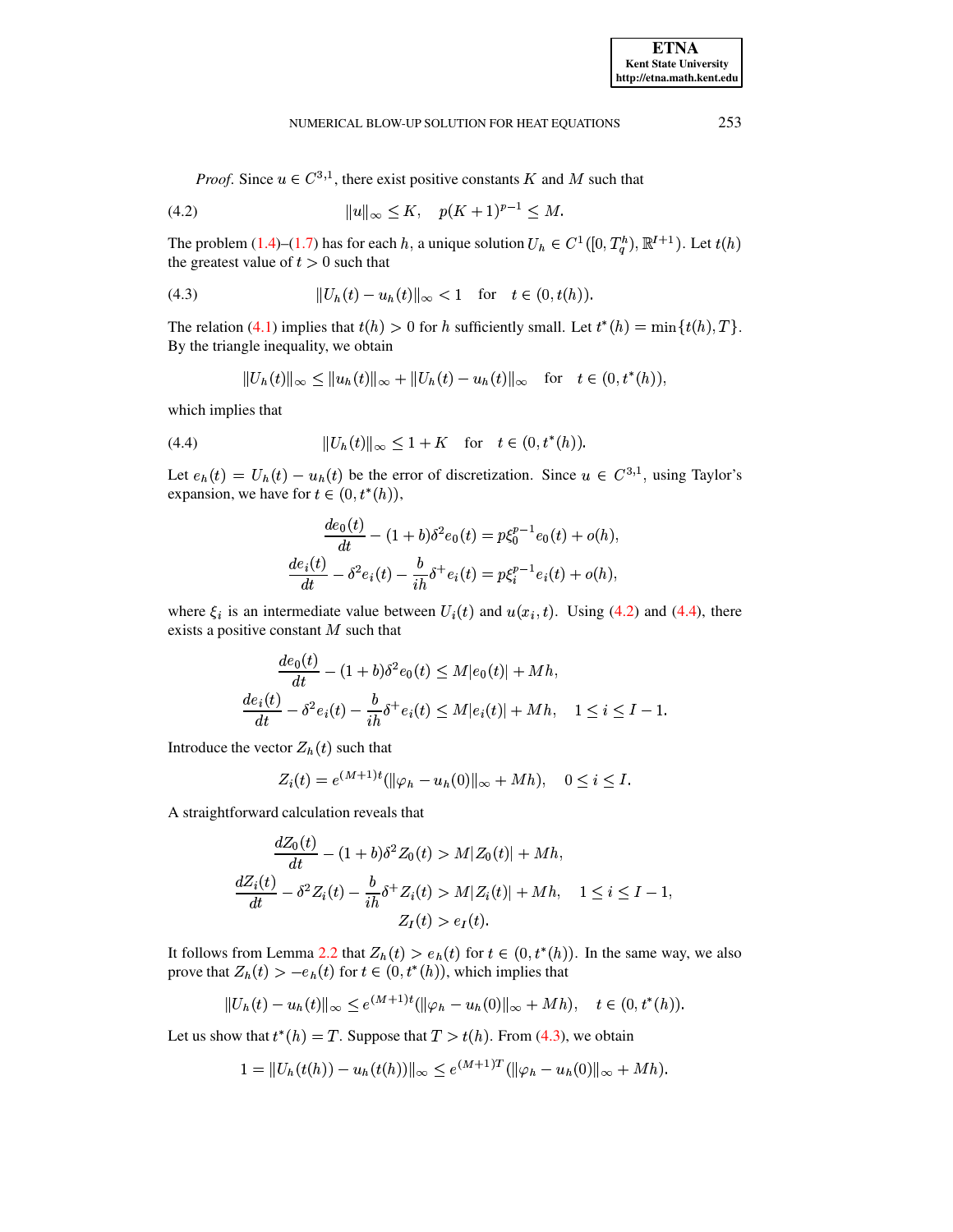*Proof.* Since $u \in C^{3,1}$, there exist positive constants $K$ and $M$ such that

$$\|u\|_\infty \leq K, \quad p(K+1)^{p-1} \leq M. \tag{4.2}$$

The problem (1.4)–(1.7) has for each $h$, a unique solution $U_h \in C^1([0, T_q^h), \mathbb{R}^{I+1})$. Let $t(h)$ the greatest value of $t > 0$ such that

$$\|U_h(t) - u_h(t)\|_\infty < 1 \quad \text{for} \quad t \in (0, t(h)). \tag{4.3}$$

The relation (4.1) implies that $t(h) > 0$ for $h$ sufficiently small. Let $t^*(h) = \min\{t(h), T\}$. By the triangle inequality, we obtain

$$\|U_h(t)\|_\infty \leq \|u_h(t)\|_\infty + \|U_h(t) - u_h(t)\|_\infty \quad \text{for} \quad t \in (0, t^*(h)),$$

which implies that

$$\|U_h(t)\|_\infty \leq 1 + K \quad \text{for} \quad t \in (0, t^*(h)). \tag{4.4}$$

Let $e_h(t) = U_h(t) - u_h(t)$ be the error of discretization. Since $u \in C^{3,1}$, using Taylor's expansion, we have for $t \in (0, t^*(h))$,

$$\frac{de_0(t)}{dt} - (1+b)\delta^2 e_0(t) = p\xi_0^{p-1} e_0(t) + o(h),$$
$$\frac{de_i(t)}{dt} - \delta^2 e_i(t) - \frac{b}{ih}\delta^+ e_i(t) = p\xi_i^{p-1} e_i(t) + o(h),$$

where $\xi_i$ is an intermediate value between $U_i(t)$ and $u(x_i, t)$. Using (4.2) and (4.4), there exists a positive constant $M$ such that

$$\frac{de_0(t)}{dt} - (1+b)\delta^2 e_0(t) \leq M|e_0(t)| + Mh,$$
$$\frac{de_i(t)}{dt} - \delta^2 e_i(t) - \frac{b}{ih}\delta^+ e_i(t) \leq M|e_i(t)| + Mh, \quad 1 \leq i \leq I-1.$$

Introduce the vector $Z_h(t)$ such that

$$Z_i(t) = e^{(M+1)t}(\|\varphi_h - u_h(0)\|_\infty + Mh), \quad 0 \leq i \leq I.$$

A straightforward calculation reveals that

$$\frac{dZ_0(t)}{dt} - (1+b)\delta^2 Z_0(t) > M|Z_0(t)| + Mh,$$
$$\frac{dZ_i(t)}{dt} - \delta^2 Z_i(t) - \frac{b}{ih}\delta^+ Z_i(t) > M|Z_i(t)| + Mh, \quad 1 \leq i \leq I-1,$$
$$Z_I(t) > e_I(t).$$

It follows from Lemma 2.2 that $Z_h(t) > e_h(t)$ for $t \in (0, t^*(h))$. In the same way, we also prove that $Z_h(t) > -e_h(t)$ for $t \in (0, t^*(h))$, which implies that

$$\|U_h(t) - u_h(t)\|_\infty \leq e^{(M+1)t}(\|\varphi_h - u_h(0)\|_\infty + Mh), \quad t \in (0, t^*(h)).$$

Let us show that $t^*(h) = T$. Suppose that $T > t(h)$. From (4.3), we obtain

$$1 = \|U_h(t(h)) - u_h(t(h))\|_\infty \leq e^{(M+1)T}(\|\varphi_h - u_h(0)\|_\infty + Mh).$$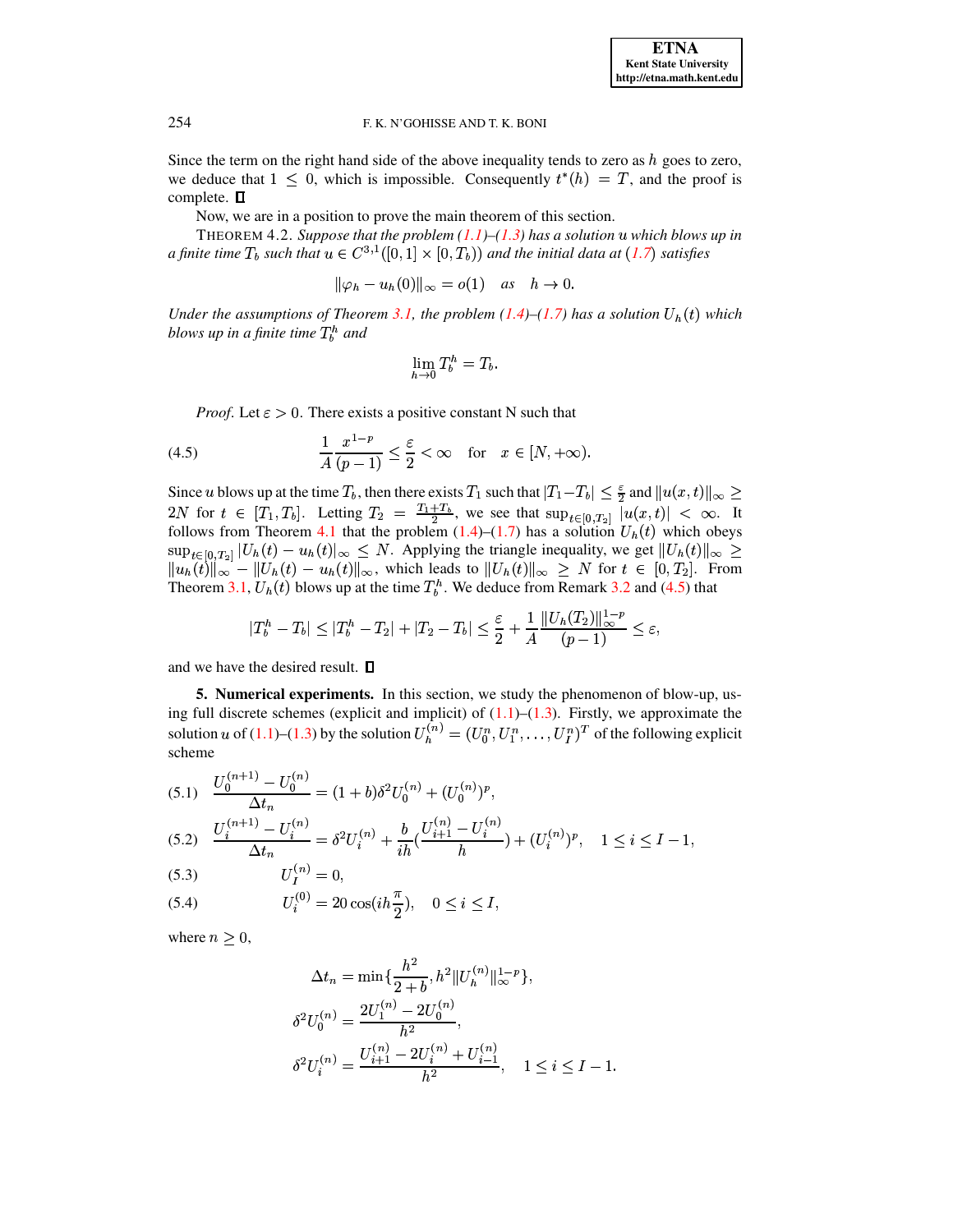Since the term on the right hand side of the above inequality tends to zero as $h$ goes to zero, we deduce that $1 \leq 0$, which is impossible. Consequently $t^*(h) = T$, and the proof is complete. ∎

Now, we are in a position to prove the main theorem of this section.

THEOREM 4.2. *Suppose that the problem (1.1)–(1.3) has a solution u which blows up in a finite time $T_b$ such that $u \in C^{3,1}([0,1] \times [0,T_b))$ and the initial data at (1.7) satisfies*

$$\|\varphi_h - u_h(0)\|_\infty = o(1) \quad as \quad h \to 0.$$

*Under the assumptions of Theorem 3.1, the problem (1.4)–(1.7) has a solution $U_h(t)$ which blows up in a finite time $T_b^h$ and*

$$\lim_{h \to 0} T_b^h = T_b.$$

*Proof.* Let $\varepsilon > 0$. There exists a positive constant N such that

$$\frac{1}{A}\frac{x^{1-p}}{(p-1)} \leq \frac{\varepsilon}{2} < \infty \quad \text{for} \quad x \in [N, +\infty). \tag{4.5}$$

Since $u$ blows up at the time $T_b$, then there exists $T_1$ such that $|T_1 - T_b| \leq \frac{\varepsilon}{2}$ and $\|u(x,t)\|_\infty \geq 2N$ for $t \in [T_1, T_b]$. Letting $T_2 = \frac{T_1 + T_b}{2}$, we see that $\sup_{t \in [0,T_2]} |u(x,t)| < \infty$. It follows from Theorem 4.1 that the problem (1.4)–(1.7) has a solution $U_h(t)$ which obeys $\sup_{t \in [0,T_2]} |U_h(t) - u_h(t)|_\infty \leq N$. Applying the triangle inequality, we get $\|U_h(t)\|_\infty \geq \|u_h(t)\|_\infty - \|U_h(t) - u_h(t)\|_\infty$, which leads to $\|U_h(t)\|_\infty \geq N$ for $t \in [0, T_2]$. From Theorem 3.1, $U_h(t)$ blows up at the time $T_b^h$. We deduce from Remark 3.2 and (4.5) that

$$|T_b^h - T_b| \leq |T_b^h - T_2| + |T_2 - T_b| \leq \frac{\varepsilon}{2} + \frac{1}{A}\frac{\|U_h(T_2)\|_\infty^{1-p}}{(p-1)} \leq \varepsilon,$$

and we have the desired result. ∎

**5. Numerical experiments.** In this section, we study the phenomenon of blow-up, using full discrete schemes (explicit and implicit) of (1.1)–(1.3). Firstly, we approximate the solution $u$ of (1.1)–(1.3) by the solution $U_h^{(n)} = (U_0^n, U_1^n, \ldots, U_I^n)^T$ of the following explicit scheme

$$\frac{U_0^{(n+1)} - U_0^{(n)}}{\Delta t_n} = (1+b)\delta^2 U_0^{(n)} + (U_0^{(n)})^p, \tag{5.1}$$

$$\frac{U_i^{(n+1)} - U_i^{(n)}}{\Delta t_n} = \delta^2 U_i^{(n)} + \frac{b}{ih}\left(\frac{U_{i+1}^{(n)} - U_i^{(n)}}{h}\right) + (U_i^{(n)})^p, \quad 1 \leq i \leq I-1, \tag{5.2}$$

$$U_I^{(n)} = 0, \tag{5.3}$$

$$U_i^{(0)} = 20\cos(ih\frac{\pi}{2}), \quad 0 \leq i \leq I, \tag{5.4}$$

where $n \geq 0$,

$$\Delta t_n = \min\{\frac{h^2}{2+b}, h^2\|U_h^{(n)}\|_\infty^{1-p}\},$$

$$\delta^2 U_0^{(n)} = \frac{2U_1^{(n)} - 2U_0^{(n)}}{h^2},$$

$$\delta^2 U_i^{(n)} = \frac{U_{i+1}^{(n)} - 2U_i^{(n)} + U_{i-1}^{(n)}}{h^2}, \quad 1 \leq i \leq I-1.$$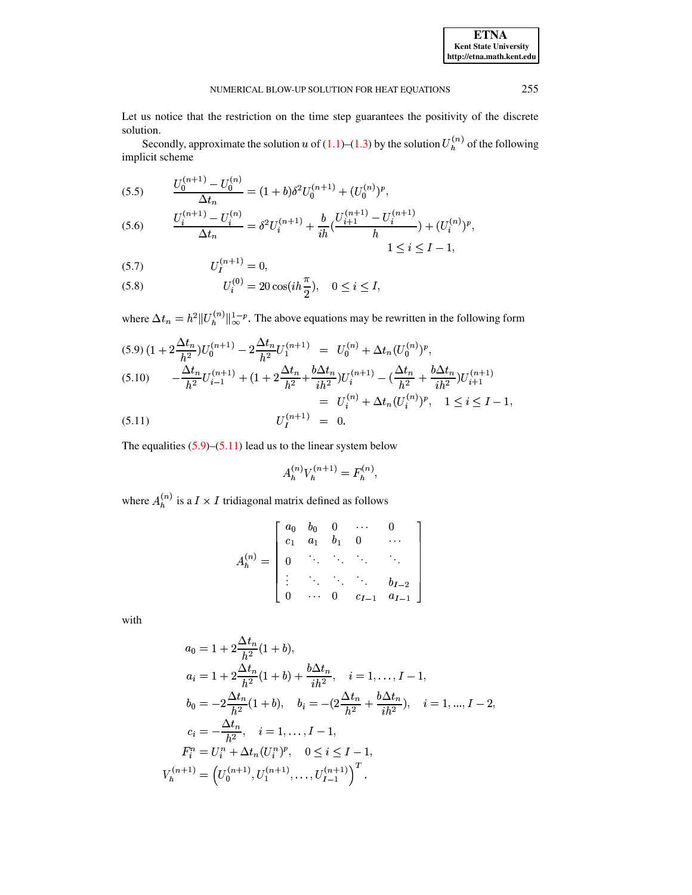Let us notice that the restriction on the time step guarantees the positivity of the discrete solution.

Secondly, approximate the solution $u$ of (1.1)–(1.3) by the solution $U_h^{(n)}$ of the following implicit scheme

$$\frac{U_0^{(n+1)} - U_0^{(n)}}{\Delta t_n} = (1+b)\delta^2 U_0^{(n+1)} + (U_0^{(n)})^p, \tag{5.5}$$

$$\frac{U_i^{(n+1)} - U_i^{(n)}}{\Delta t_n} = \delta^2 U_i^{(n+1)} + \frac{b}{ih}\left(\frac{U_{i+1}^{(n+1)} - U_i^{(n+1)}}{h}\right) + (U_i^{(n)})^p, \quad 1 \leq i \leq I-1, \tag{5.6}$$

$$U_I^{(n+1)} = 0, \tag{5.7}$$

$$U_i^{(0)} = 20\cos(ih\frac{\pi}{2}), \quad 0 \leq i \leq I, \tag{5.8}$$

where $\Delta t_n = h^2 \|U_h^{(n)}\|_\infty^{1-p}$. The above equations may be rewritten in the following form

$$(1 + 2\frac{\Delta t_n}{h^2})U_0^{(n+1)} - 2\frac{\Delta t_n}{h^2}U_1^{(n+1)} = U_0^{(n)} + \Delta t_n (U_0^{(n)})^p, \tag{5.9}$$

$$-\frac{\Delta t_n}{h^2}U_{i-1}^{(n+1)} + (1 + 2\frac{\Delta t_n}{h^2} + \frac{b\Delta t_n}{ih^2})U_i^{(n+1)} - (\frac{\Delta t_n}{h^2} + \frac{b\Delta t_n}{ih^2})U_{i+1}^{(n+1)} = U_i^{(n)} + \Delta t_n (U_i^{(n)})^p, \quad 1 \leq i \leq I-1, \tag{5.10}$$

$$U_I^{(n+1)} = 0. \tag{5.11}$$

The equalities (5.9)–(5.11) lead us to the linear system below

$$A_h^{(n)} V_h^{(n+1)} = F_h^{(n)},$$

where $A_h^{(n)}$ is a $I \times I$ tridiagonal matrix defined as follows

$$A_h^{(n)} = \begin{bmatrix} a_0 & b_0 & 0 & \cdots & 0 \\ c_1 & a_1 & b_1 & 0 & \cdots \\ 0 & \ddots & \ddots & \ddots & \ddots \\ \vdots & \ddots & \ddots & \ddots & b_{I-2} \\ 0 & \cdots & 0 & c_{I-1} & a_{I-1} \end{bmatrix}$$

with

$$a_0 = 1 + 2\frac{\Delta t_n}{h^2}(1+b),$$

$$a_i = 1 + 2\frac{\Delta t_n}{h^2}(1+b) + \frac{b\Delta t_n}{ih^2}, \quad i = 1, \ldots, I-1,$$

$$b_0 = -2\frac{\Delta t_n}{h^2}(1+b), \quad b_i = -(2\frac{\Delta t_n}{h^2} + \frac{b\Delta t_n}{ih^2}), \quad i = 1, ..., I-2,$$

$$c_i = -\frac{\Delta t_n}{h^2}, \quad i = 1, \ldots, I-1,$$

$$F_i^n = U_i^n + \Delta t_n (U_i^n)^p, \quad 0 \leq i \leq I-1,$$

$$V_h^{(n+1)} = \left(U_0^{(n+1)}, U_1^{(n+1)}, \ldots, U_{I-1}^{(n+1)}\right)^T.$$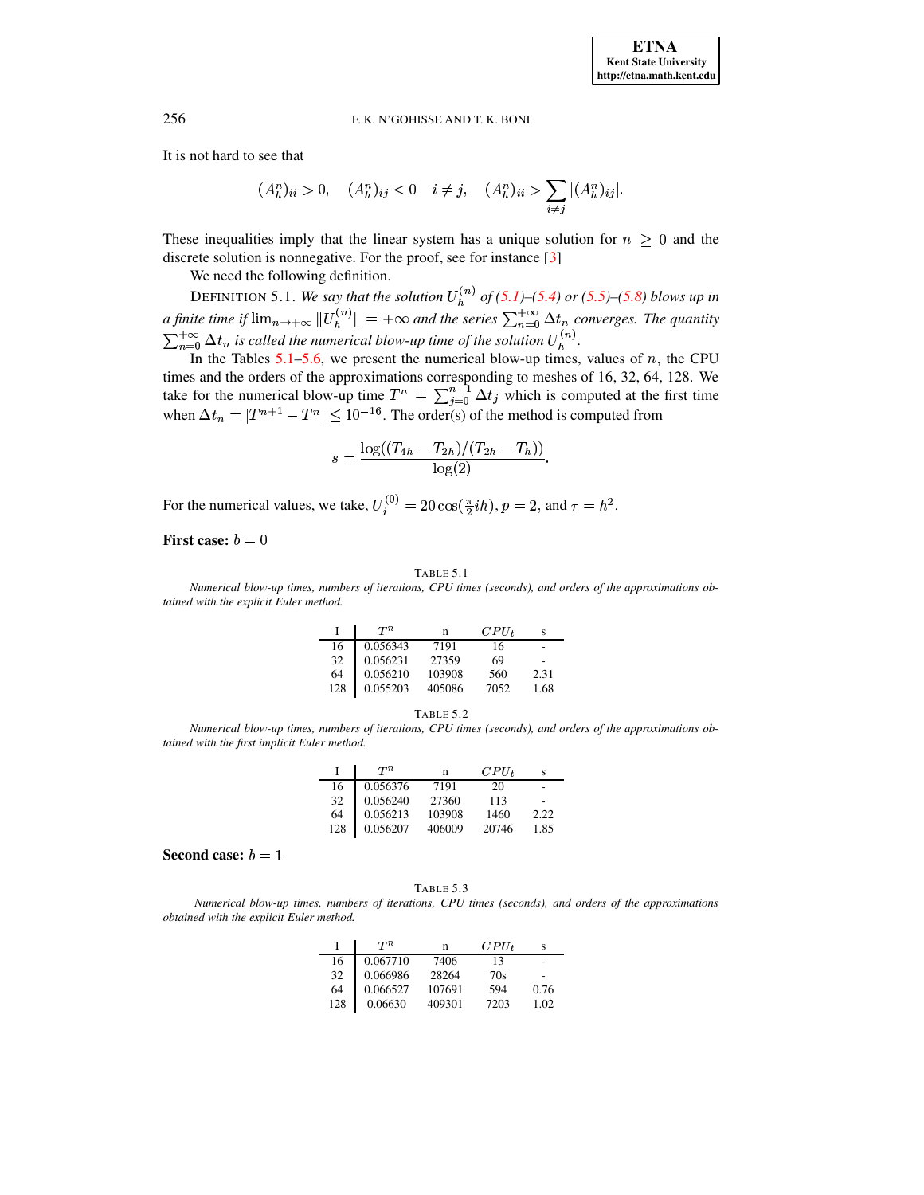It is not hard to see that

$$(A_h^n)_{ii} > 0, \quad (A_h^n)_{ij} < 0 \quad i \neq j, \quad (A_h^n)_{ii} > \sum_{i \neq j} |(A_h^n)_{ij}|.$$

These inequalities imply that the linear system has a unique solution for $n \geq 0$ and the discrete solution is nonnegative. For the proof, see for instance [3]

We need the following definition.

DEFINITION 5.1. *We say that the solution $U_h^{(n)}$ of (5.1)–(5.4) or (5.5)–(5.8) blows up in a finite time if $\lim_{n\to+\infty} \|U_h^{(n)}\| = +\infty$ and the series $\sum_{n=0}^{+\infty} \Delta t_n$ converges. The quantity $\sum_{n=0}^{+\infty} \Delta t_n$ is called the numerical blow-up time of the solution $U_h^{(n)}$.*

In the Tables 5.1–5.6, we present the numerical blow-up times, values of $n$, the CPU times and the orders of the approximations corresponding to meshes of 16, 32, 64, 128. We take for the numerical blow-up time $T^n = \sum_{j=0}^{n-1} \Delta t_j$ which is computed at the first time when $\Delta t_n = |T^{n+1} - T^n| \leq 10^{-16}$. The order(s) of the method is computed from

$$s = \frac{\log((T_{4h} - T_{2h})/(T_{2h} - T_h))}{\log(2)}.$$

For the numerical values, we take, $U_i^{(0)} = 20\cos(\frac{\pi}{2}ih)$, $p = 2$, and $\tau = h^2$.

**First case:** $b = 0$

TABLE 5.1
*Numerical blow-up times, numbers of iterations, CPU times (seconds), and orders of the approximations obtained with the explicit Euler method.*

| I | $T^n$ | n | $CPU_t$ | s |
|---|---|---|---|---|
| 16 | 0.056343 | 7191 | 16 | - |
| 32 | 0.056231 | 27359 | 69 | - |
| 64 | 0.056210 | 103908 | 560 | 2.31 |
| 128 | 0.055203 | 405086 | 7052 | 1.68 |

TABLE 5.2
*Numerical blow-up times, numbers of iterations, CPU times (seconds), and orders of the approximations obtained with the first implicit Euler method.*

| I | $T^n$ | n | $CPU_t$ | s |
|---|---|---|---|---|
| 16 | 0.056376 | 7191 | 20 | - |
| 32 | 0.056240 | 27360 | 113 | - |
| 64 | 0.056213 | 103908 | 1460 | 2.22 |
| 128 | 0.056207 | 406009 | 20746 | 1.85 |

**Second case:** $b = 1$

TABLE 5.3
*Numerical blow-up times, numbers of iterations, CPU times (seconds), and orders of the approximations obtained with the explicit Euler method.*

| I | $T^n$ | n | $CPU_t$ | s |
|---|---|---|---|---|
| 16 | 0.067710 | 7406 | 13 | - |
| 32 | 0.066986 | 28264 | 70s | - |
| 64 | 0.066527 | 107691 | 594 | 0.76 |
| 128 | 0.06630 | 409301 | 7203 | 1.02 |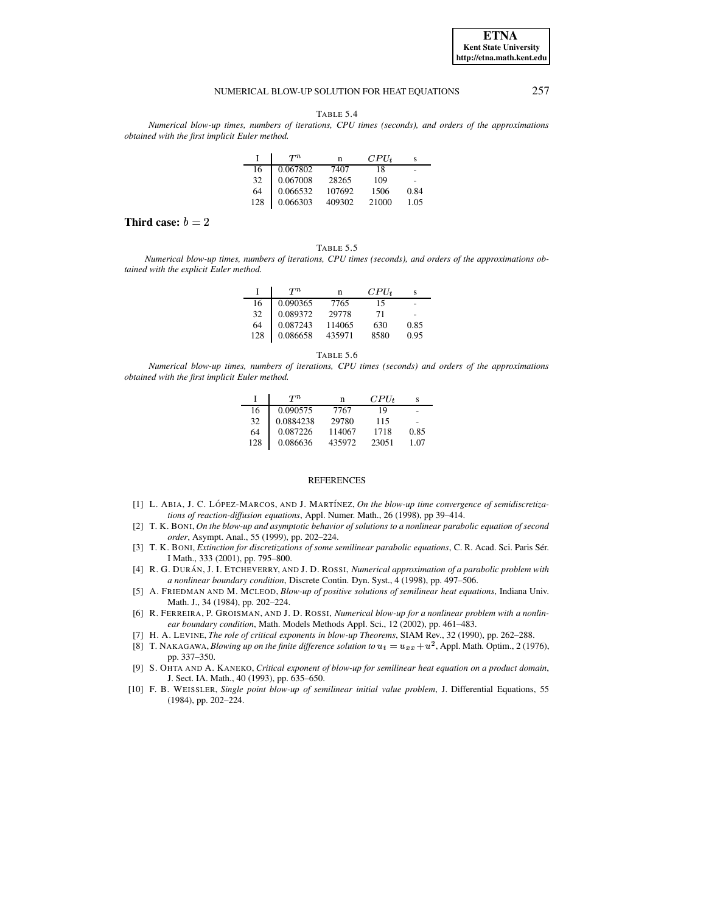TABLE 5.4

*Numerical blow-up times, numbers of iterations, CPU times (seconds), and orders of the approximations obtained with the first implicit Euler method.*

| I | $T^n$ | n | $CPU_t$ | s |
|---|---|---|---|---|
| 16 | 0.067802 | 7407 | 18 | - |
| 32 | 0.067008 | 28265 | 109 | - |
| 64 | 0.066532 | 107692 | 1506 | 0.84 |
| 128 | 0.066303 | 409302 | 21000 | 1.05 |

**Third case:** $b = 2$

TABLE 5.5

*Numerical blow-up times, numbers of iterations, CPU times (seconds), and orders of the approximations obtained with the explicit Euler method.*

| I | $T^n$ | n | $CPU_t$ | s |
|---|---|---|---|---|
| 16 | 0.090365 | 7765 | 15 | - |
| 32 | 0.089372 | 29778 | 71 | - |
| 64 | 0.087243 | 114065 | 630 | 0.85 |
| 128 | 0.086658 | 435971 | 8580 | 0.95 |

TABLE 5.6

*Numerical blow-up times, numbers of iterations, CPU times (seconds) and orders of the approximations obtained with the first implicit Euler method.*

| I | $T^n$ | n | $CPU_t$ | s |
|---|---|---|---|---|
| 16 | 0.090575 | 7767 | 19 | - |
| 32 | 0.0884238 | 29780 | 115 | - |
| 64 | 0.087226 | 114067 | 1718 | 0.85 |
| 128 | 0.086636 | 435972 | 23051 | 1.07 |

## REFERENCES

[1] L. ABIA, J. C. LÓPEZ-MARCOS, AND J. MARTÍNEZ, *On the blow-up time convergence of semidiscretizations of reaction-diffusion equations*, Appl. Numer. Math., 26 (1998), pp 39–414.

[2] T. K. BONI, *On the blow-up and asymptotic behavior of solutions to a nonlinear parabolic equation of second order*, Asympt. Anal., 55 (1999), pp. 202–224.

[3] T. K. BONI, *Extinction for discretizations of some semilinear parabolic equations*, C. R. Acad. Sci. Paris Sér. I Math., 333 (2001), pp. 795–800.

[4] R. G. DURÁN, J. I. ETCHEVERRY, AND J. D. ROSSI, *Numerical approximation of a parabolic problem with a nonlinear boundary condition*, Discrete Contin. Dyn. Syst., 4 (1998), pp. 497–506.

[5] A. FRIEDMAN AND M. MCLEOD, *Blow-up of positive solutions of semilinear heat equations*, Indiana Univ. Math. J., 34 (1984), pp. 202–224.

[6] R. FERREIRA, P. GROISMAN, AND J. D. ROSSI, *Numerical blow-up for a nonlinear problem with a nonlinear boundary condition*, Math. Models Methods Appl. Sci., 12 (2002), pp. 461–483.

[7] H. A. LEVINE, *The role of critical exponents in blow-up Theorems*, SIAM Rev., 32 (1990), pp. 262–288.

[8] T. NAKAGAWA, *Blowing up on the finite difference solution to* $u_t = u_{xx} + u^2$, Appl. Math. Optim., 2 (1976), pp. 337–350.

[9] S. OHTA AND A. KANEKO, *Critical exponent of blow-up for semilinear heat equation on a product domain*, J. Sect. IA. Math., 40 (1993), pp. 635–650.

[10] F. B. WEISSLER, *Single point blow-up of semilinear initial value problem*, J. Differential Equations, 55 (1984), pp. 202–224.